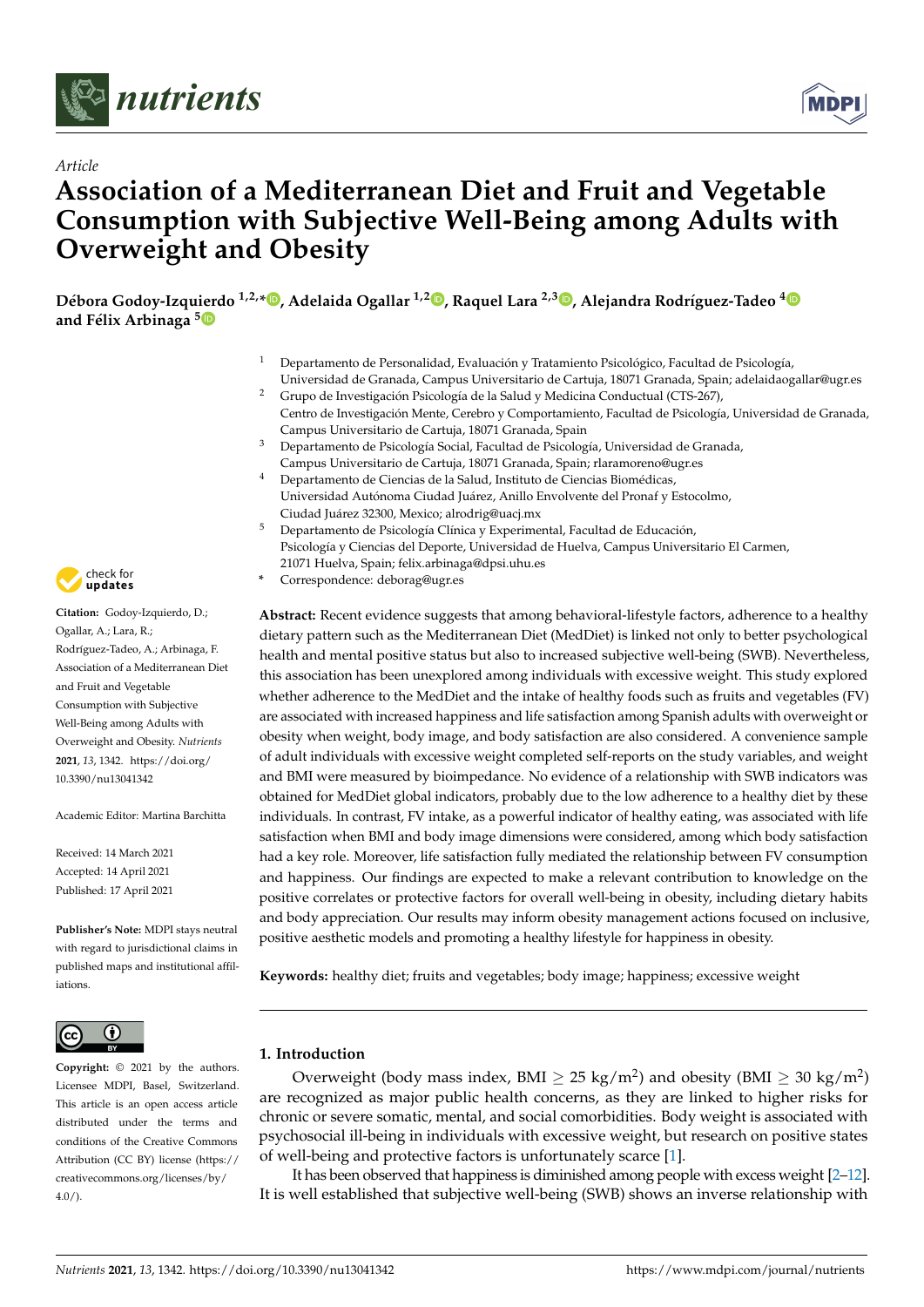*Article*

# Association of a Mediterranean Diet and Fruit and Vegetable Consumption with Subjective Well-Being among Adults with Overweight and Obesity

**Débora Godoy-Izquierdo [1,2,*], Adelaida Ogallar [1,2], Raquel Lara [2,3], Alejandra Rodríguez-Tadeo [4] and Félix Arbinaga [5]**

[1] Departamento de Personalidad, Evaluación y Tratamiento Psicológico, Facultad de Psicología, Universidad de Granada, Campus Universitario de Cartuja, 18071 Granada, Spain; adelaidaogallar@ugr.es

[2] Grupo de Investigación Psicología de la Salud y Medicina Conductual (CTS-267), Centro de Investigación Mente, Cerebro y Comportamiento, Facultad de Psicología, Universidad de Granada, Campus Universitario de Cartuja, 18071 Granada, Spain

[3] Departamento de Psicología Social, Facultad de Psicología, Universidad de Granada, Campus Universitario de Cartuja, 18071 Granada, Spain; rlaramoreno@ugr.es

[4] Departamento de Ciencias de la Salud, Instituto de Ciencias Biomédicas, Universidad Autónoma Ciudad Juárez, Anillo Envolvente del Pronaf y Estocolmo, Ciudad Juárez 32300, Mexico; alrodrig@uacj.mx

[5] Departamento de Psicología Clínica y Experimental, Facultad de Educación, Psicología y Ciencias del Deporte, Universidad de Huelva, Campus Universitario El Carmen, 21071 Huelva, Spain; felix.arbinaga@dpsi.uhu.es

\* Correspondence: deborag@ugr.es

**Citation:** Godoy-Izquierdo, D.; Ogallar, A.; Lara, R.; Rodríguez-Tadeo, A.; Arbinaga, F. Association of a Mediterranean Diet and Fruit and Vegetable Consumption with Subjective Well-Being among Adults with Overweight and Obesity. *Nutrients* **2021**, *13*, 1342. https://doi.org/10.3390/nu13041342

Academic Editor: Martina Barchitta

Received: 14 March 2021
Accepted: 14 April 2021
Published: 17 April 2021

**Publisher's Note:** MDPI stays neutral with regard to jurisdictional claims in published maps and institutional affiliations.

**Copyright:** © 2021 by the authors. Licensee MDPI, Basel, Switzerland. This article is an open access article distributed under the terms and conditions of the Creative Commons Attribution (CC BY) license (https://creativecommons.org/licenses/by/4.0/).

**Abstract:** Recent evidence suggests that among behavioral-lifestyle factors, adherence to a healthy dietary pattern such as the Mediterranean Diet (MedDiet) is linked not only to better psychological health and mental positive status but also to increased subjective well-being (SWB). Nevertheless, this association has been unexplored among individuals with excessive weight. This study explored whether adherence to the MedDiet and the intake of healthy foods such as fruits and vegetables (FV) are associated with increased happiness and life satisfaction among Spanish adults with overweight or obesity when weight, body image, and body satisfaction are also considered. A convenience sample of adult individuals with excessive weight completed self-reports on the study variables, and weight and BMI were measured by bioimpedance. No evidence of a relationship with SWB indicators was obtained for MedDiet global indicators, probably due to the low adherence to a healthy diet by these individuals. In contrast, FV intake, as a powerful indicator of healthy eating, was associated with life satisfaction when BMI and body image dimensions were considered, among which body satisfaction had a key role. Moreover, life satisfaction fully mediated the relationship between FV consumption and happiness. Our findings are expected to make a relevant contribution to knowledge on the positive correlates or protective factors for overall well-being in obesity, including dietary habits and body appreciation. Our results may inform obesity management actions focused on inclusive, positive aesthetic models and promoting a healthy lifestyle for happiness in obesity.

**Keywords:** healthy diet; fruits and vegetables; body image; happiness; excessive weight

## 1. Introduction

Overweight (body mass index, BMI $\geq 25$ kg/m$^2$) and obesity (BMI $\geq 30$ kg/m$^2$) are recognized as major public health concerns, as they are linked to higher risks for chronic or severe somatic, mental, and social comorbidities. Body weight is associated with psychosocial ill-being in individuals with excessive weight, but research on positive states of well-being and protective factors is unfortunately scarce [1].

It has been observed that happiness is diminished among people with excess weight [2–12]. It is well established that subjective well-being (SWB) shows an inverse relationship with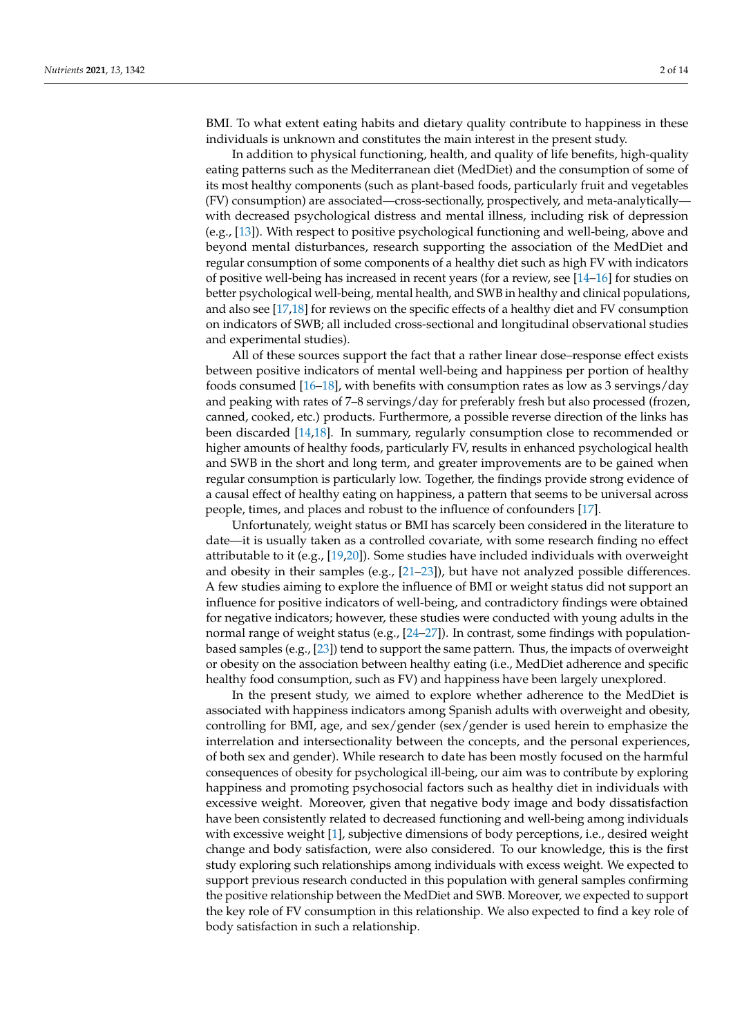BMI. To what extent eating habits and dietary quality contribute to happiness in these individuals is unknown and constitutes the main interest in the present study.

In addition to physical functioning, health, and quality of life benefits, high-quality eating patterns such as the Mediterranean diet (MedDiet) and the consumption of some of its most healthy components (such as plant-based foods, particularly fruit and vegetables (FV) consumption) are associated—cross-sectionally, prospectively, and meta-analytically—with decreased psychological distress and mental illness, including risk of depression (e.g., [13]). With respect to positive psychological functioning and well-being, above and beyond mental disturbances, research supporting the association of the MedDiet and regular consumption of some components of a healthy diet such as high FV with indicators of positive well-being has increased in recent years (for a review, see [14–16] for studies on better psychological well-being, mental health, and SWB in healthy and clinical populations, and also see [17,18] for reviews on the specific effects of a healthy diet and FV consumption on indicators of SWB; all included cross-sectional and longitudinal observational studies and experimental studies).

All of these sources support the fact that a rather linear dose–response effect exists between positive indicators of mental well-being and happiness per portion of healthy foods consumed [16–18], with benefits with consumption rates as low as 3 servings/day and peaking with rates of 7–8 servings/day for preferably fresh but also processed (frozen, canned, cooked, etc.) products. Furthermore, a possible reverse direction of the links has been discarded [14,18]. In summary, regularly consumption close to recommended or higher amounts of healthy foods, particularly FV, results in enhanced psychological health and SWB in the short and long term, and greater improvements are to be gained when regular consumption is particularly low. Together, the findings provide strong evidence of a causal effect of healthy eating on happiness, a pattern that seems to be universal across people, times, and places and robust to the influence of confounders [17].

Unfortunately, weight status or BMI has scarcely been considered in the literature to date—it is usually taken as a controlled covariate, with some research finding no effect attributable to it (e.g., [19,20]). Some studies have included individuals with overweight and obesity in their samples (e.g., [21–23]), but have not analyzed possible differences. A few studies aiming to explore the influence of BMI or weight status did not support an influence for positive indicators of well-being, and contradictory findings were obtained for negative indicators; however, these studies were conducted with young adults in the normal range of weight status (e.g., [24–27]). In contrast, some findings with population-based samples (e.g., [23]) tend to support the same pattern. Thus, the impacts of overweight or obesity on the association between healthy eating (i.e., MedDiet adherence and specific healthy food consumption, such as FV) and happiness have been largely unexplored.

In the present study, we aimed to explore whether adherence to the MedDiet is associated with happiness indicators among Spanish adults with overweight and obesity, controlling for BMI, age, and sex/gender (sex/gender is used herein to emphasize the interrelation and intersectionality between the concepts, and the personal experiences, of both sex and gender). While research to date has been mostly focused on the harmful consequences of obesity for psychological ill-being, our aim was to contribute by exploring happiness and promoting psychosocial factors such as healthy diet in individuals with excessive weight. Moreover, given that negative body image and body dissatisfaction have been consistently related to decreased functioning and well-being among individuals with excessive weight [1], subjective dimensions of body perceptions, i.e., desired weight change and body satisfaction, were also considered. To our knowledge, this is the first study exploring such relationships among individuals with excess weight. We expected to support previous research conducted in this population with general samples confirming the positive relationship between the MedDiet and SWB. Moreover, we expected to support the key role of FV consumption in this relationship. We also expected to find a key role of body satisfaction in such a relationship.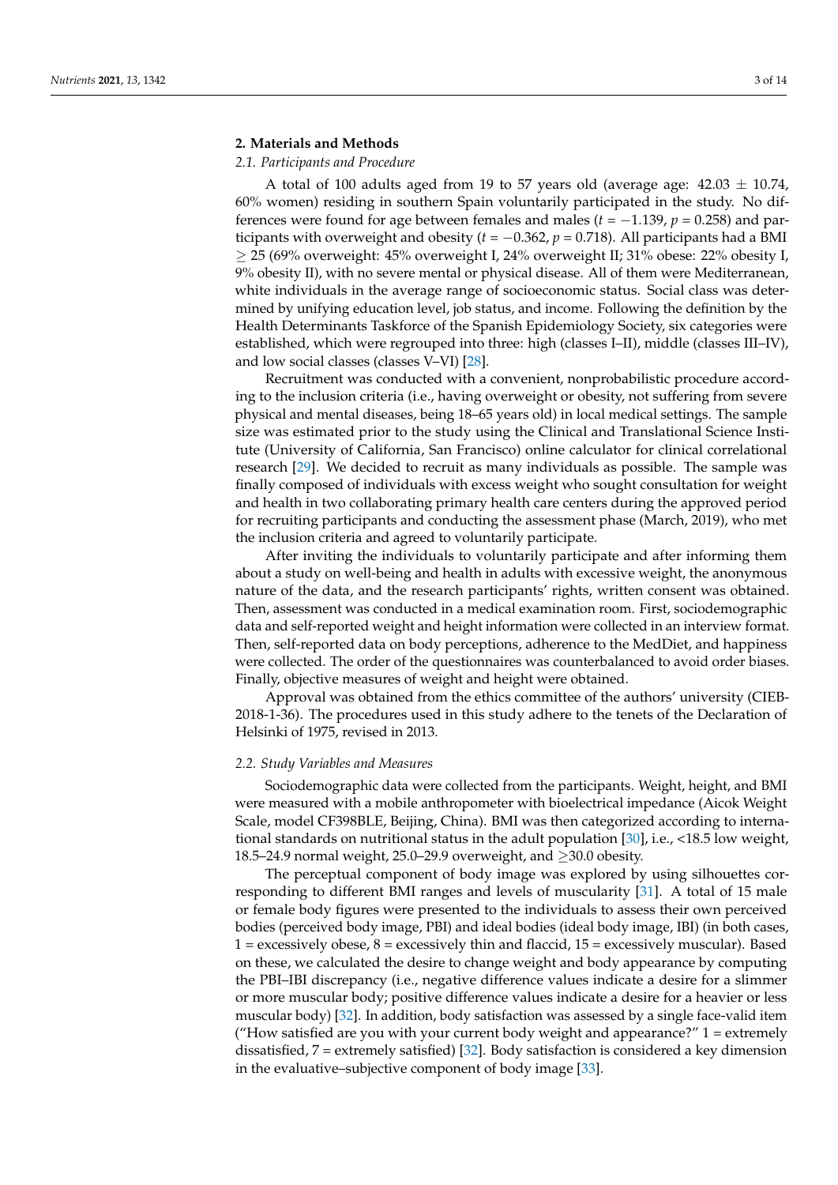## 2. Materials and Methods

### *2.1. Participants and Procedure*

A total of 100 adults aged from 19 to 57 years old (average age: 42.03 ± 10.74, 60% women) residing in southern Spain voluntarily participated in the study. No differences were found for age between females and males ($t = -1.139$, $p = 0.258$) and participants with overweight and obesity ($t = -0.362$, $p = 0.718$). All participants had a BMI ≥ 25 (69% overweight: 45% overweight I, 24% overweight II; 31% obese: 22% obesity I, 9% obesity II), with no severe mental or physical disease. All of them were Mediterranean, white individuals in the average range of socioeconomic status. Social class was determined by unifying education level, job status, and income. Following the definition by the Health Determinants Taskforce of the Spanish Epidemiology Society, six categories were established, which were regrouped into three: high (classes I–II), middle (classes III–IV), and low social classes (classes V–VI) [28].

Recruitment was conducted with a convenient, nonprobabilistic procedure according to the inclusion criteria (i.e., having overweight or obesity, not suffering from severe physical and mental diseases, being 18–65 years old) in local medical settings. The sample size was estimated prior to the study using the Clinical and Translational Science Institute (University of California, San Francisco) online calculator for clinical correlational research [29]. We decided to recruit as many individuals as possible. The sample was finally composed of individuals with excess weight who sought consultation for weight and health in two collaborating primary health care centers during the approved period for recruiting participants and conducting the assessment phase (March, 2019), who met the inclusion criteria and agreed to voluntarily participate.

After inviting the individuals to voluntarily participate and after informing them about a study on well-being and health in adults with excessive weight, the anonymous nature of the data, and the research participants' rights, written consent was obtained. Then, assessment was conducted in a medical examination room. First, sociodemographic data and self-reported weight and height information were collected in an interview format. Then, self-reported data on body perceptions, adherence to the MedDiet, and happiness were collected. The order of the questionnaires was counterbalanced to avoid order biases. Finally, objective measures of weight and height were obtained.

Approval was obtained from the ethics committee of the authors' university (CIEB-2018-1-36). The procedures used in this study adhere to the tenets of the Declaration of Helsinki of 1975, revised in 2013.

### *2.2. Study Variables and Measures*

Sociodemographic data were collected from the participants. Weight, height, and BMI were measured with a mobile anthropometer with bioelectrical impedance (Aicok Weight Scale, model CF398BLE, Beijing, China). BMI was then categorized according to international standards on nutritional status in the adult population [30], i.e., <18.5 low weight, 18.5–24.9 normal weight, 25.0–29.9 overweight, and ≥30.0 obesity.

The perceptual component of body image was explored by using silhouettes corresponding to different BMI ranges and levels of muscularity [31]. A total of 15 male or female body figures were presented to the individuals to assess their own perceived bodies (perceived body image, PBI) and ideal bodies (ideal body image, IBI) (in both cases, 1 = excessively obese, 8 = excessively thin and flaccid, 15 = excessively muscular). Based on these, we calculated the desire to change weight and body appearance by computing the PBI–IBI discrepancy (i.e., negative difference values indicate a desire for a slimmer or more muscular body; positive difference values indicate a desire for a heavier or less muscular body) [32]. In addition, body satisfaction was assessed by a single face-valid item ("How satisfied are you with your current body weight and appearance?" 1 = extremely dissatisfied, 7 = extremely satisfied) [32]. Body satisfaction is considered a key dimension in the evaluative–subjective component of body image [33].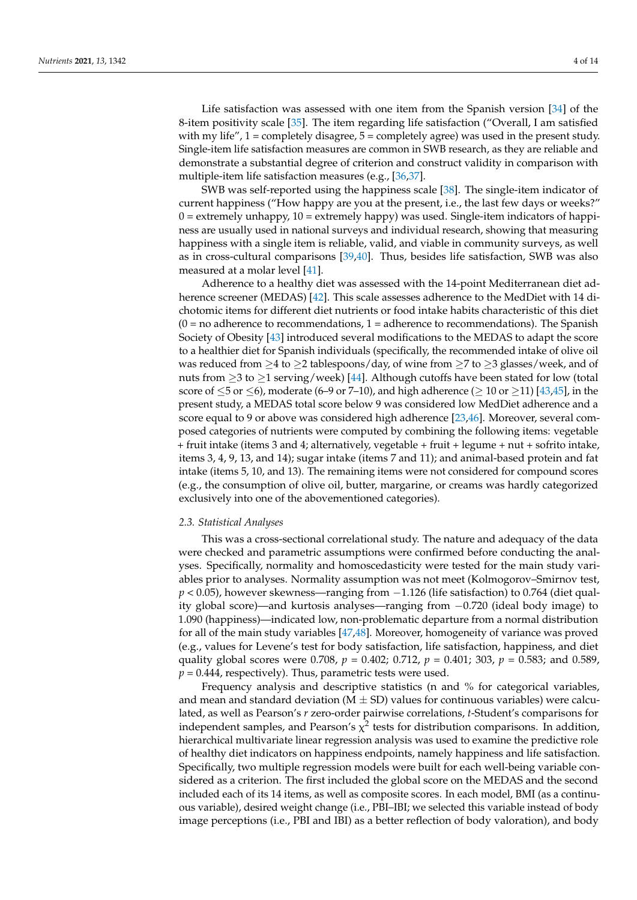Life satisfaction was assessed with one item from the Spanish version [34] of the 8-item positivity scale [35]. The item regarding life satisfaction ("Overall, I am satisfied with my life", 1 = completely disagree, 5 = completely agree) was used in the present study. Single-item life satisfaction measures are common in SWB research, as they are reliable and demonstrate a substantial degree of criterion and construct validity in comparison with multiple-item life satisfaction measures (e.g., [36,37].

SWB was self-reported using the happiness scale [38]. The single-item indicator of current happiness ("How happy are you at the present, i.e., the last few days or weeks?" 0 = extremely unhappy, 10 = extremely happy) was used. Single-item indicators of happiness are usually used in national surveys and individual research, showing that measuring happiness with a single item is reliable, valid, and viable in community surveys, as well as in cross-cultural comparisons [39,40]. Thus, besides life satisfaction, SWB was also measured at a molar level [41].

Adherence to a healthy diet was assessed with the 14-point Mediterranean diet adherence screener (MEDAS) [42]. This scale assesses adherence to the MedDiet with 14 dichotomic items for different diet nutrients or food intake habits characteristic of this diet (0 = no adherence to recommendations, 1 = adherence to recommendations). The Spanish Society of Obesity [43] introduced several modifications to the MEDAS to adapt the score to a healthier diet for Spanish individuals (specifically, the recommended intake of olive oil was reduced from $\geq$4 to $\geq$2 tablespoons/day, of wine from $\geq$7 to $\geq$3 glasses/week, and of nuts from $\geq$3 to $\geq$1 serving/week) [44]. Although cutoffs have been stated for low (total score of $\leq$5 or $\leq$6), moderate (6–9 or 7–10), and high adherence ($\geq$ 10 or $\geq$11) [43,45], in the present study, a MEDAS total score below 9 was considered low MedDiet adherence and a score equal to 9 or above was considered high adherence [23,46]. Moreover, several composed categories of nutrients were computed by combining the following items: vegetable + fruit intake (items 3 and 4; alternatively, vegetable + fruit + legume + nut + sofrito intake, items 3, 4, 9, 13, and 14); sugar intake (items 7 and 11); and animal-based protein and fat intake (items 5, 10, and 13). The remaining items were not considered for compound scores (e.g., the consumption of olive oil, butter, margarine, or creams was hardly categorized exclusively into one of the abovementioned categories).

### *2.3. Statistical Analyses*

This was a cross-sectional correlational study. The nature and adequacy of the data were checked and parametric assumptions were confirmed before conducting the analyses. Specifically, normality and homoscedasticity were tested for the main study variables prior to analyses. Normality assumption was not meet (Kolmogorov–Smirnov test, $p < 0.05$), however skewness—ranging from $-1.126$ (life satisfaction) to 0.764 (diet quality global score)—and kurtosis analyses—ranging from $-0.720$ (ideal body image) to 1.090 (happiness)—indicated low, non-problematic departure from a normal distribution for all of the main study variables [47,48]. Moreover, homogeneity of variance was proved (e.g., values for Levene's test for body satisfaction, life satisfaction, happiness, and diet quality global scores were 0.708, $p = 0.402$; 0.712, $p = 0.401$; 303, $p = 0.583$; and 0.589, $p = 0.444$, respectively). Thus, parametric tests were used.

Frequency analysis and descriptive statistics (n and % for categorical variables, and mean and standard deviation (M $\pm$ SD) values for continuous variables) were calculated, as well as Pearson's $r$ zero-order pairwise correlations, $t$-Student's comparisons for independent samples, and Pearson's $\chi^2$ tests for distribution comparisons. In addition, hierarchical multivariate linear regression analysis was used to examine the predictive role of healthy diet indicators on happiness endpoints, namely happiness and life satisfaction. Specifically, two multiple regression models were built for each well-being variable considered as a criterion. The first included the global score on the MEDAS and the second included each of its 14 items, as well as composite scores. In each model, BMI (as a continuous variable), desired weight change (i.e., PBI–IBI; we selected this variable instead of body image perceptions (i.e., PBI and IBI) as a better reflection of body valoration), and body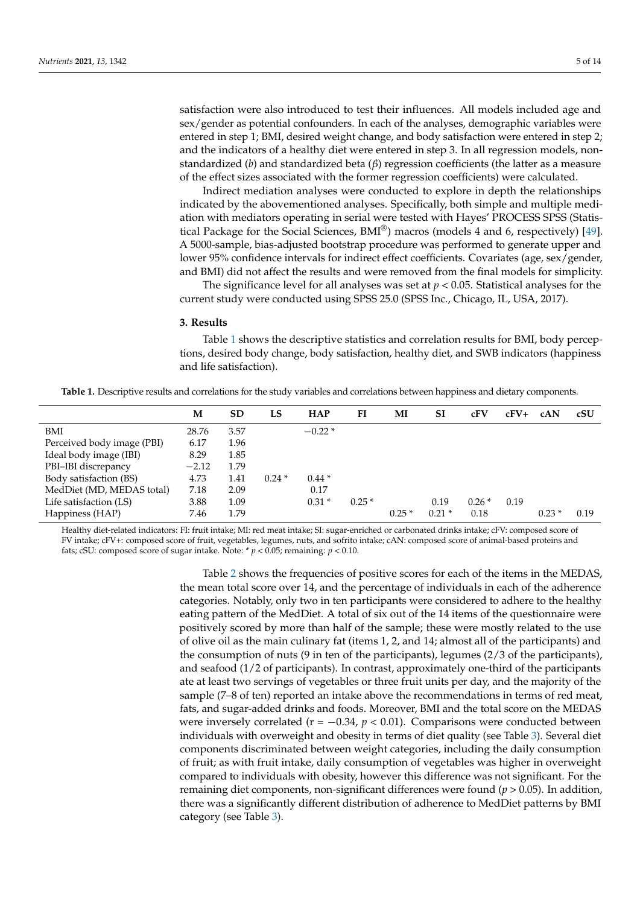satisfaction were also introduced to test their influences. All models included age and sex/gender as potential confounders. In each of the analyses, demographic variables were entered in step 1; BMI, desired weight change, and body satisfaction were entered in step 2; and the indicators of a healthy diet were entered in step 3. In all regression models, non-standardized (*b*) and standardized beta (*β*) regression coefficients (the latter as a measure of the effect sizes associated with the former regression coefficients) were calculated.

Indirect mediation analyses were conducted to explore in depth the relationships indicated by the abovementioned analyses. Specifically, both simple and multiple mediation with mediators operating in serial were tested with Hayes' PROCESS SPSS (Statistical Package for the Social Sciences, BMI®) macros (models 4 and 6, respectively) [49]. A 5000-sample, bias-adjusted bootstrap procedure was performed to generate upper and lower 95% confidence intervals for indirect effect coefficients. Covariates (age, sex/gender, and BMI) did not affect the results and were removed from the final models for simplicity.

The significance level for all analyses was set at $p < 0.05$. Statistical analyses for the current study were conducted using SPSS 25.0 (SPSS Inc., Chicago, IL, USA, 2017).

## 3. Results

Table 1 shows the descriptive statistics and correlation results for BMI, body perceptions, desired body change, body satisfaction, healthy diet, and SWB indicators (happiness and life satisfaction).

**Table 1.** Descriptive results and correlations for the study variables and correlations between happiness and dietary components.

| | M | SD | LS | HAP | FI | MI | SI | cFV | cFV+ | cAN | cSU |
|---|---|---|---|---|---|---|---|---|---|---|---|
| BMI | 28.76 | 3.57 | | −0.22 * | | | | | | | |
| Perceived body image (PBI) | 6.17 | 1.96 | | | | | | | | | |
| Ideal body image (IBI) | 8.29 | 1.85 | | | | | | | | | |
| PBI–IBI discrepancy | −2.12 | 1.79 | | | | | | | | | |
| Body satisfaction (BS) | 4.73 | 1.41 | 0.24 * | 0.44 * | | | | | | | |
| MedDiet (MD, MEDAS total) | 7.18 | 2.09 | | 0.17 | | | | | | | |
| Life satisfaction (LS) | 3.88 | 1.09 | | 0.31 * | 0.25 * | | 0.19 | 0.26 * | 0.19 | | |
| Happiness (HAP) | 7.46 | 1.79 | | | | 0.25 * | 0.21 * | 0.18 | | 0.23 * | 0.19 |

Healthy diet-related indicators: FI: fruit intake; MI: red meat intake; SI: sugar-enriched or carbonated drinks intake; cFV: composed score of FV intake; cFV+: composed score of fruit, vegetables, legumes, nuts, and sofrito intake; cAN: composed score of animal-based proteins and fats; cSU: composed score of sugar intake. Note: * $p < 0.05$; remaining: $p < 0.10$.

Table 2 shows the frequencies of positive scores for each of the items in the MEDAS, the mean total score over 14, and the percentage of individuals in each of the adherence categories. Notably, only two in ten participants were considered to adhere to the healthy eating pattern of the MedDiet. A total of six out of the 14 items of the questionnaire were positively scored by more than half of the sample; these were mostly related to the use of olive oil as the main culinary fat (items 1, 2, and 14; almost all of the participants) and the consumption of nuts (9 in ten of the participants), legumes (2/3 of the participants), and seafood (1/2 of participants). In contrast, approximately one-third of the participants ate at least two servings of vegetables or three fruit units per day, and the majority of the sample (7–8 of ten) reported an intake above the recommendations in terms of red meat, fats, and sugar-added drinks and foods. Moreover, BMI and the total score on the MEDAS were inversely correlated ($r = -0.34$, $p < 0.01$). Comparisons were conducted between individuals with overweight and obesity in terms of diet quality (see Table 3). Several diet components discriminated between weight categories, including the daily consumption of fruit; as with fruit intake, daily consumption of vegetables was higher in overweight compared to individuals with obesity, however this difference was not significant. For the remaining diet components, non-significant differences were found ($p > 0.05$). In addition, there was a significantly different distribution of adherence to MedDiet patterns by BMI category (see Table 3).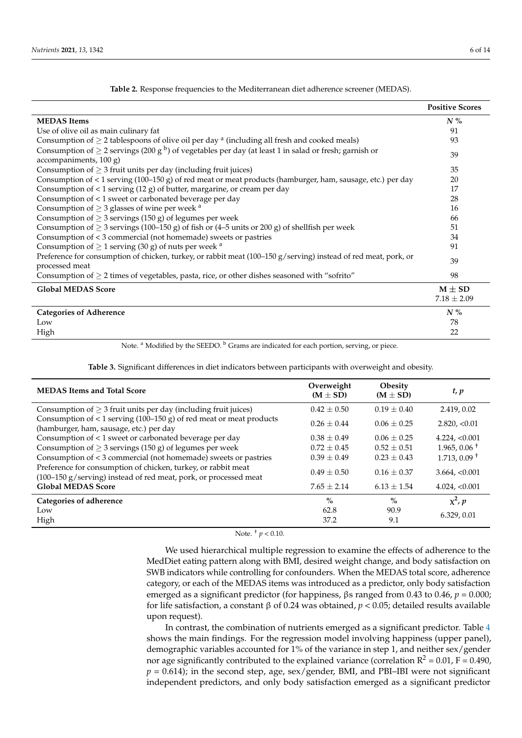**Table 2.** Response frequencies to the Mediterranean diet adherence screener (MEDAS).

| | Positive Scores |
|---|---|
| **MEDAS Items** | $N$ % |
| Use of olive oil as main culinary fat | 91 |
| Consumption of ≥ 2 tablespoons of olive oil per day [a] (including all fresh and cooked meals) | 93 |
| Consumption of ≥ 2 servings (200 g [b]) of vegetables per day (at least 1 in salad or fresh; garnish or accompaniments, 100 g) | 39 |
| Consumption of ≥ 3 fruit units per day (including fruit juices) | 35 |
| Consumption of < 1 serving (100–150 g) of red meat or meat products (hamburger, ham, sausage, etc.) per day | 20 |
| Consumption of < 1 serving (12 g) of butter, margarine, or cream per day | 17 |
| Consumption of < 1 sweet or carbonated beverage per day | 28 |
| Consumption of ≥ 3 glasses of wine per week [a] | 16 |
| Consumption of ≥ 3 servings (150 g) of legumes per week | 66 |
| Consumption of ≥ 3 servings (100–150 g) of fish or (4–5 units or 200 g) of shellfish per week | 51 |
| Consumption of < 3 commercial (not homemade) sweets or pastries | 34 |
| Consumption of ≥ 1 serving (30 g) of nuts per week [a] | 91 |
| Preference for consumption of chicken, turkey, or rabbit meat (100–150 g/serving) instead of red meat, pork, or processed meat | 39 |
| Consumption of ≥ 2 times of vegetables, pasta, rice, or other dishes seasoned with "sofrito" | 98 |
| **Global MEDAS Score** | **M ± SD** |
| | 7.18 ± 2.09 |
| **Categories of Adherence** | $N$ % |
| Low | 78 |
| High | 22 |

Note. [a] Modified by the SEEDO. [b] Grams are indicated for each portion, serving, or piece.

**Table 3.** Significant differences in diet indicators between participants with overweight and obesity.

| MEDAS Items and Total Score | Overweight (M ± SD) | Obesity (M ± SD) | $t$, $p$ |
|---|---|---|---|
| Consumption of ≥ 3 fruit units per day (including fruit juices) | 0.42 ± 0.50 | 0.19 ± 0.40 | 2.419, 0.02 |
| Consumption of < 1 serving (100–150 g) of red meat or meat products (hamburger, ham, sausage, etc.) per day | 0.26 ± 0.44 | 0.06 ± 0.25 | 2.820, <0.01 |
| Consumption of < 1 sweet or carbonated beverage per day | 0.38 ± 0.49 | 0.06 ± 0.25 | 4.224, <0.001 |
| Consumption of ≥ 3 servings (150 g) of legumes per week | 0.72 ± 0.45 | 0.52 ± 0.51 | 1.965, 0.06 [†] |
| Consumption of < 3 commercial (not homemade) sweets or pastries | 0.39 ± 0.49 | 0.23 ± 0.43 | 1.713, 0.09 [†] |
| Preference for consumption of chicken, turkey, or rabbit meat (100–150 g/serving) instead of red meat, pork, or processed meat | 0.49 ± 0.50 | 0.16 ± 0.37 | 3.664, <0.001 |
| **Global MEDAS Score** | 7.65 ± 2.14 | 6.13 ± 1.54 | 4.024, <0.001 |
| **Categories of adherence** | % | % | $\chi^2$, $p$ |
| Low | 62.8 | 90.9 | 6.329, 0.01 |
| High | 37.2 | 9.1 | |

Note. [†] $p < 0.10$.

We used hierarchical multiple regression to examine the effects of adherence to the MedDiet eating pattern along with BMI, desired weight change, and body satisfaction on SWB indicators while controlling for confounders. When the MEDAS total score, adherence category, or each of the MEDAS items was introduced as a predictor, only body satisfaction emerged as a significant predictor (for happiness, βs ranged from 0.43 to 0.46, $p = 0.000$; for life satisfaction, a constant β of 0.24 was obtained, $p < 0.05$; detailed results available upon request).

In contrast, the combination of nutrients emerged as a significant predictor. Table 4 shows the main findings. For the regression model involving happiness (upper panel), demographic variables accounted for 1% of the variance in step 1, and neither sex/gender nor age significantly contributed to the explained variance (correlation $R^2 = 0.01$, $F = 0.490$, $p = 0.614$); in the second step, age, sex/gender, BMI, and PBI–IBI were not significant independent predictors, and only body satisfaction emerged as a significant predictor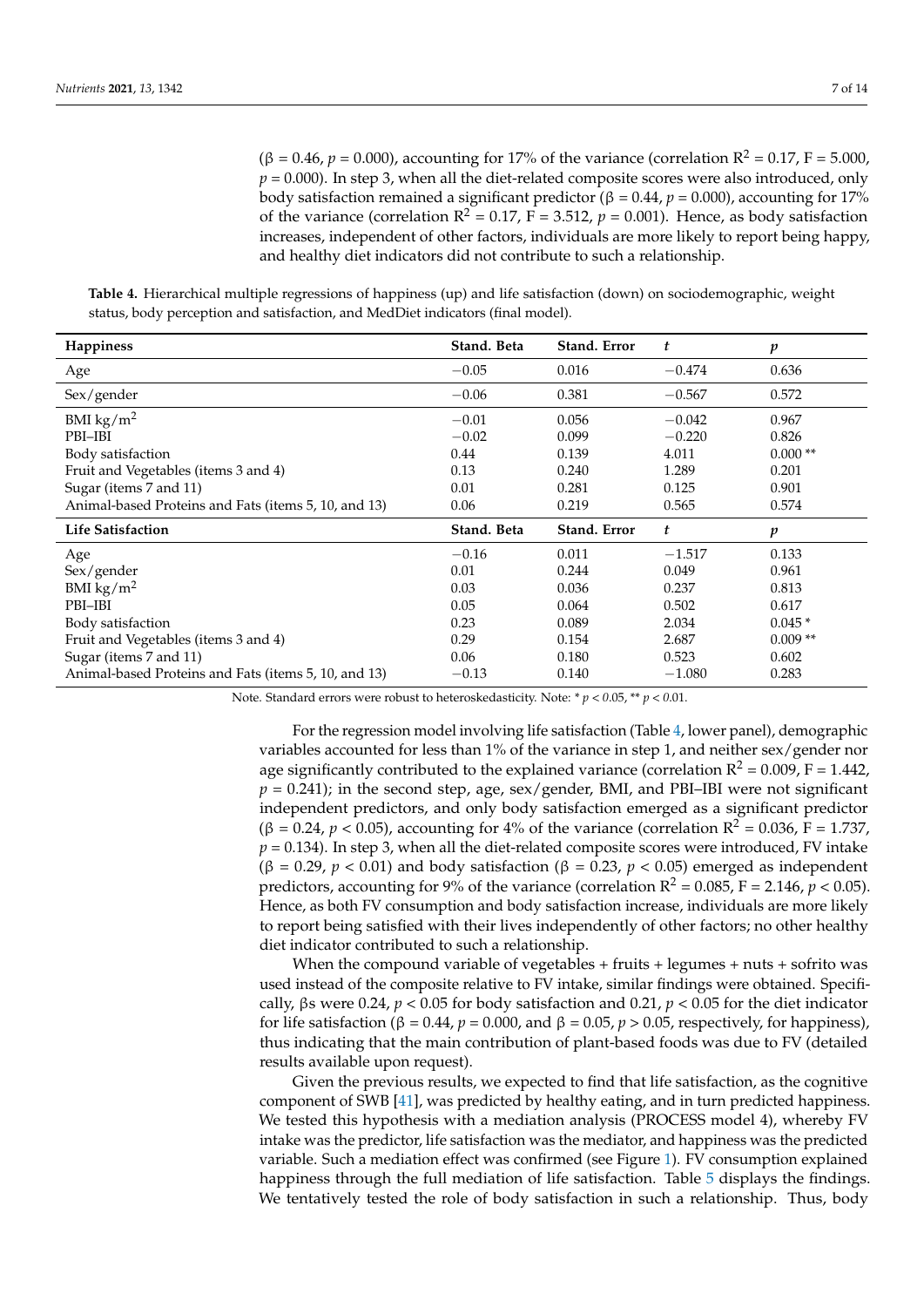(β = 0.46, $p$ = 0.000), accounting for 17% of the variance (correlation $R^2$ = 0.17, F = 5.000, $p$ = 0.000). In step 3, when all the diet-related composite scores were also introduced, only body satisfaction remained a significant predictor (β = 0.44, $p$ = 0.000), accounting for 17% of the variance (correlation $R^2$ = 0.17, F = 3.512, $p$ = 0.001). Hence, as body satisfaction increases, independent of other factors, individuals are more likely to report being happy, and healthy diet indicators did not contribute to such a relationship.

**Table 4.** Hierarchical multiple regressions of happiness (up) and life satisfaction (down) on sociodemographic, weight status, body perception and satisfaction, and MedDiet indicators (final model).

| **Happiness** | **Stand. Beta** | **Stand. Error** | ***t*** | ***p*** |
|---|---|---|---|---|
| Age | −0.05 | 0.016 | −0.474 | 0.636 |
| Sex/gender | −0.06 | 0.381 | −0.567 | 0.572 |
| BMI kg/m$^2$ | −0.01 | 0.056 | −0.042 | 0.967 |
| PBI–IBI | −0.02 | 0.099 | −0.220 | 0.826 |
| Body satisfaction | 0.44 | 0.139 | 4.011 | 0.000 ** |
| Fruit and Vegetables (items 3 and 4) | 0.13 | 0.240 | 1.289 | 0.201 |
| Sugar (items 7 and 11) | 0.01 | 0.281 | 0.125 | 0.901 |
| Animal-based Proteins and Fats (items 5, 10, and 13) | 0.06 | 0.219 | 0.565 | 0.574 |
| **Life Satisfaction** | **Stand. Beta** | **Stand. Error** | ***t*** | ***p*** |
| Age | −0.16 | 0.011 | −1.517 | 0.133 |
| Sex/gender | 0.01 | 0.244 | 0.049 | 0.961 |
| BMI kg/m$^2$ | 0.03 | 0.036 | 0.237 | 0.813 |
| PBI–IBI | 0.05 | 0.064 | 0.502 | 0.617 |
| Body satisfaction | 0.23 | 0.089 | 2.034 | 0.045 * |
| Fruit and Vegetables (items 3 and 4) | 0.29 | 0.154 | 2.687 | 0.009 ** |
| Sugar (items 7 and 11) | 0.06 | 0.180 | 0.523 | 0.602 |
| Animal-based Proteins and Fats (items 5, 10, and 13) | −0.13 | 0.140 | −1.080 | 0.283 |

Note. Standard errors were robust to heteroskedasticity. Note: * $p < 0.05$, ** $p < 0.01$.

For the regression model involving life satisfaction (Table 4, lower panel), demographic variables accounted for less than 1% of the variance in step 1, and neither sex/gender nor age significantly contributed to the explained variance (correlation $R^2$ = 0.009, F = 1.442, $p$ = 0.241); in the second step, age, sex/gender, BMI, and PBI–IBI were not significant independent predictors, and only body satisfaction emerged as a significant predictor (β = 0.24, $p < 0.05$), accounting for 4% of the variance (correlation $R^2$ = 0.036, F = 1.737, $p$ = 0.134). In step 3, when all the diet-related composite scores were introduced, FV intake (β = 0.29, $p < 0.01$) and body satisfaction (β = 0.23, $p < 0.05$) emerged as independent predictors, accounting for 9% of the variance (correlation $R^2$ = 0.085, F = 2.146, $p < 0.05$). Hence, as both FV consumption and body satisfaction increase, individuals are more likely to report being satisfied with their lives independently of other factors; no other healthy diet indicator contributed to such a relationship.

When the compound variable of vegetables + fruits + legumes + nuts + sofrito was used instead of the composite relative to FV intake, similar findings were obtained. Specifically, βs were 0.24, $p < 0.05$ for body satisfaction and 0.21, $p < 0.05$ for the diet indicator for life satisfaction (β = 0.44, $p$ = 0.000, and β = 0.05, $p > 0.05$, respectively, for happiness), thus indicating that the main contribution of plant-based foods was due to FV (detailed results available upon request).

Given the previous results, we expected to find that life satisfaction, as the cognitive component of SWB [41], was predicted by healthy eating, and in turn predicted happiness. We tested this hypothesis with a mediation analysis (PROCESS model 4), whereby FV intake was the predictor, life satisfaction was the mediator, and happiness was the predicted variable. Such a mediation effect was confirmed (see Figure 1). FV consumption explained happiness through the full mediation of life satisfaction. Table 5 displays the findings. We tentatively tested the role of body satisfaction in such a relationship. Thus, body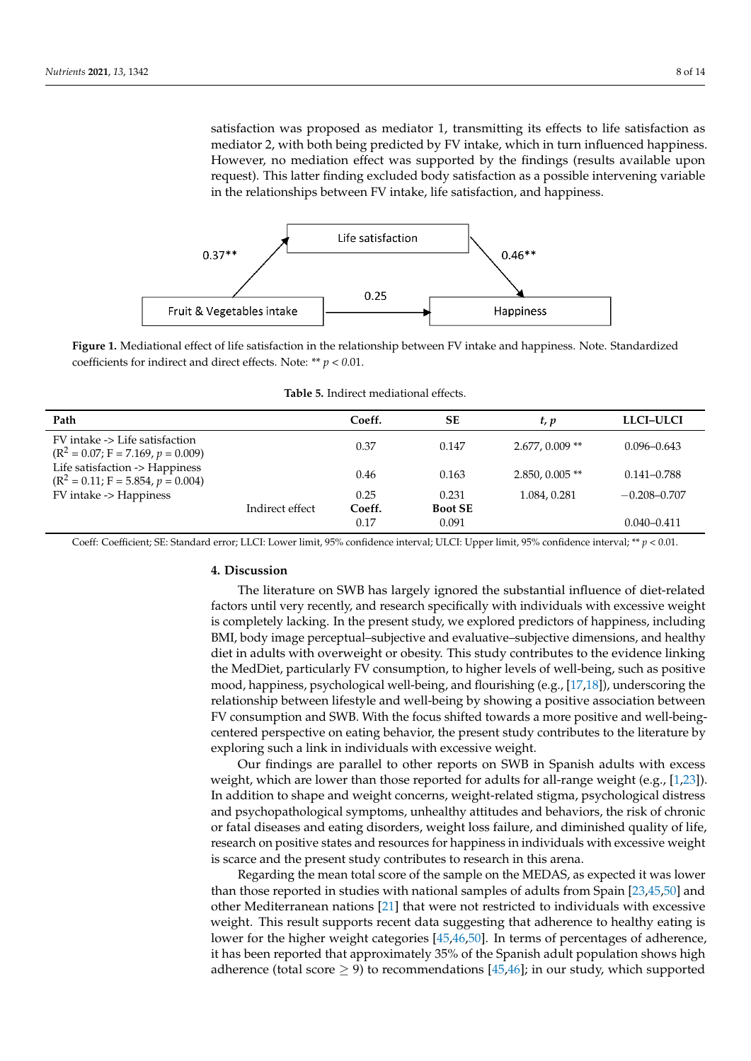satisfaction was proposed as mediator 1, transmitting its effects to life satisfaction as mediator 2, with both being predicted by FV intake, which in turn influenced happiness. However, no mediation effect was supported by the findings (results available upon request). This latter finding excluded body satisfaction as a possible intervening variable in the relationships between FV intake, life satisfaction, and happiness.

**Figure 1.** Mediational effect of life satisfaction in the relationship between FV intake and happiness. Note. Standardized coefficients for indirect and direct effects. Note: ** $p < 0.01$.

**Table 5.** Indirect mediational effects.

| Path | | Coeff. | SE | *t, p* | LLCI–ULCI |
|---|---|---|---|---|---|
| FV intake -> Life satisfaction ($R^2 = 0.07$; $F = 7.169$, $p = 0.009$) | | 0.37 | 0.147 | 2.677, 0.009 ** | 0.096–0.643 |
| Life satisfaction -> Happiness ($R^2 = 0.11$; $F = 5.854$, $p = 0.004$) | | 0.46 | 0.163 | 2.850, 0.005 ** | 0.141–0.788 |
| FV intake -> Happiness | | 0.25 | 0.231 | 1.084, 0.281 | −0.208–0.707 |
| | Indirect effect | **Coeff.** | **Boot SE** | | |
| | | 0.17 | 0.091 | | 0.040–0.411 |

Coeff: Coefficient; SE: Standard error; LLCI: Lower limit, 95% confidence interval; ULCI: Upper limit, 95% confidence interval; ** $p < 0.01$.

## 4. Discussion

The literature on SWB has largely ignored the substantial influence of diet-related factors until very recently, and research specifically with individuals with excessive weight is completely lacking. In the present study, we explored predictors of happiness, including BMI, body image perceptual–subjective and evaluative–subjective dimensions, and healthy diet in adults with overweight or obesity. This study contributes to the evidence linking the MedDiet, particularly FV consumption, to higher levels of well-being, such as positive mood, happiness, psychological well-being, and flourishing (e.g., [17,18]), underscoring the relationship between lifestyle and well-being by showing a positive association between FV consumption and SWB. With the focus shifted towards a more positive and well-being-centered perspective on eating behavior, the present study contributes to the literature by exploring such a link in individuals with excessive weight.

Our findings are parallel to other reports on SWB in Spanish adults with excess weight, which are lower than those reported for adults for all-range weight (e.g., [1,23]). In addition to shape and weight concerns, weight-related stigma, psychological distress and psychopathological symptoms, unhealthy attitudes and behaviors, the risk of chronic or fatal diseases and eating disorders, weight loss failure, and diminished quality of life, research on positive states and resources for happiness in individuals with excessive weight is scarce and the present study contributes to research in this arena.

Regarding the mean total score of the sample on the MEDAS, as expected it was lower than those reported in studies with national samples of adults from Spain [23,45,50] and other Mediterranean nations [21] that were not restricted to individuals with excessive weight. This result supports recent data suggesting that adherence to healthy eating is lower for the higher weight categories [45,46,50]. In terms of percentages of adherence, it has been reported that approximately 35% of the Spanish adult population shows high adherence (total score $\geq 9$) to recommendations [45,46]; in our study, which supported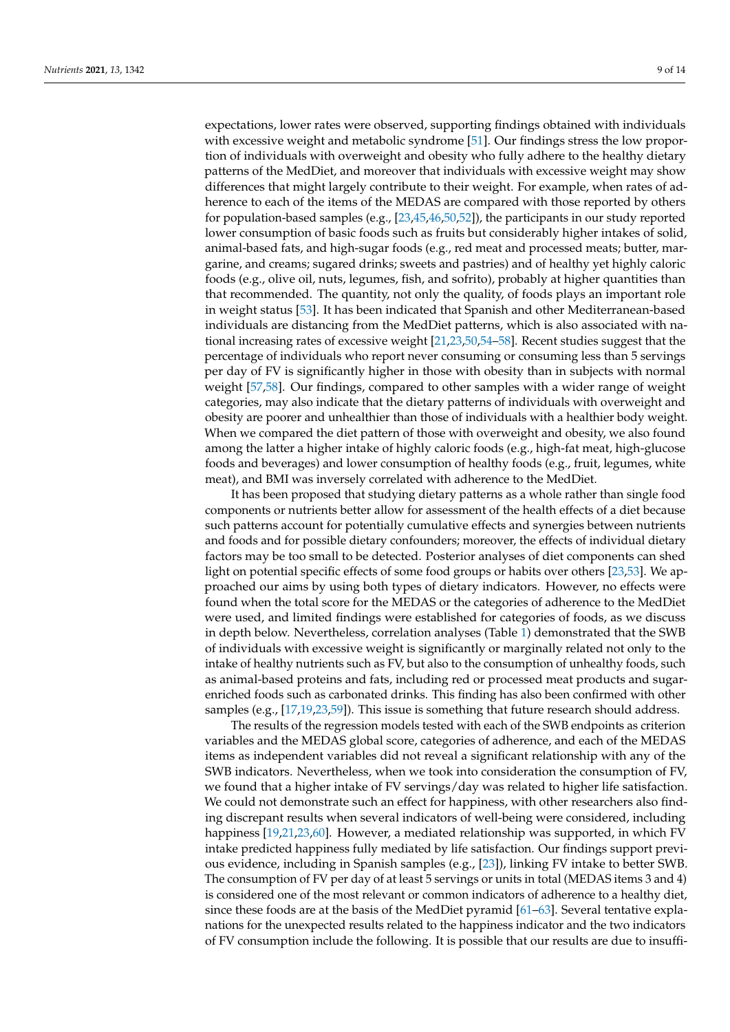expectations, lower rates were observed, supporting findings obtained with individuals with excessive weight and metabolic syndrome [51]. Our findings stress the low proportion of individuals with overweight and obesity who fully adhere to the healthy dietary patterns of the MedDiet, and moreover that individuals with excessive weight may show differences that might largely contribute to their weight. For example, when rates of adherence to each of the items of the MEDAS are compared with those reported by others for population-based samples (e.g., [23,45,46,50,52]), the participants in our study reported lower consumption of basic foods such as fruits but considerably higher intakes of solid, animal-based fats, and high-sugar foods (e.g., red meat and processed meats; butter, margarine, and creams; sugared drinks; sweets and pastries) and of healthy yet highly caloric foods (e.g., olive oil, nuts, legumes, fish, and sofrito), probably at higher quantities than that recommended. The quantity, not only the quality, of foods plays an important role in weight status [53]. It has been indicated that Spanish and other Mediterranean-based individuals are distancing from the MedDiet patterns, which is also associated with national increasing rates of excessive weight [21,23,50,54–58]. Recent studies suggest that the percentage of individuals who report never consuming or consuming less than 5 servings per day of FV is significantly higher in those with obesity than in subjects with normal weight [57,58]. Our findings, compared to other samples with a wider range of weight categories, may also indicate that the dietary patterns of individuals with overweight and obesity are poorer and unhealthier than those of individuals with a healthier body weight. When we compared the diet pattern of those with overweight and obesity, we also found among the latter a higher intake of highly caloric foods (e.g., high-fat meat, high-glucose foods and beverages) and lower consumption of healthy foods (e.g., fruit, legumes, white meat), and BMI was inversely correlated with adherence to the MedDiet.

It has been proposed that studying dietary patterns as a whole rather than single food components or nutrients better allow for assessment of the health effects of a diet because such patterns account for potentially cumulative effects and synergies between nutrients and foods and for possible dietary confounders; moreover, the effects of individual dietary factors may be too small to be detected. Posterior analyses of diet components can shed light on potential specific effects of some food groups or habits over others [23,53]. We approached our aims by using both types of dietary indicators. However, no effects were found when the total score for the MEDAS or the categories of adherence to the MedDiet were used, and limited findings were established for categories of foods, as we discuss in depth below. Nevertheless, correlation analyses (Table 1) demonstrated that the SWB of individuals with excessive weight is significantly or marginally related not only to the intake of healthy nutrients such as FV, but also to the consumption of unhealthy foods, such as animal-based proteins and fats, including red or processed meat products and sugar-enriched foods such as carbonated drinks. This finding has also been confirmed with other samples (e.g., [17,19,23,59]). This issue is something that future research should address.

The results of the regression models tested with each of the SWB endpoints as criterion variables and the MEDAS global score, categories of adherence, and each of the MEDAS items as independent variables did not reveal a significant relationship with any of the SWB indicators. Nevertheless, when we took into consideration the consumption of FV, we found that a higher intake of FV servings/day was related to higher life satisfaction. We could not demonstrate such an effect for happiness, with other researchers also finding discrepant results when several indicators of well-being were considered, including happiness [19,21,23,60]. However, a mediated relationship was supported, in which FV intake predicted happiness fully mediated by life satisfaction. Our findings support previous evidence, including in Spanish samples (e.g., [23]), linking FV intake to better SWB. The consumption of FV per day of at least 5 servings or units in total (MEDAS items 3 and 4) is considered one of the most relevant or common indicators of adherence to a healthy diet, since these foods are at the basis of the MedDiet pyramid [61–63]. Several tentative explanations for the unexpected results related to the happiness indicator and the two indicators of FV consumption include the following. It is possible that our results are due to insuffi-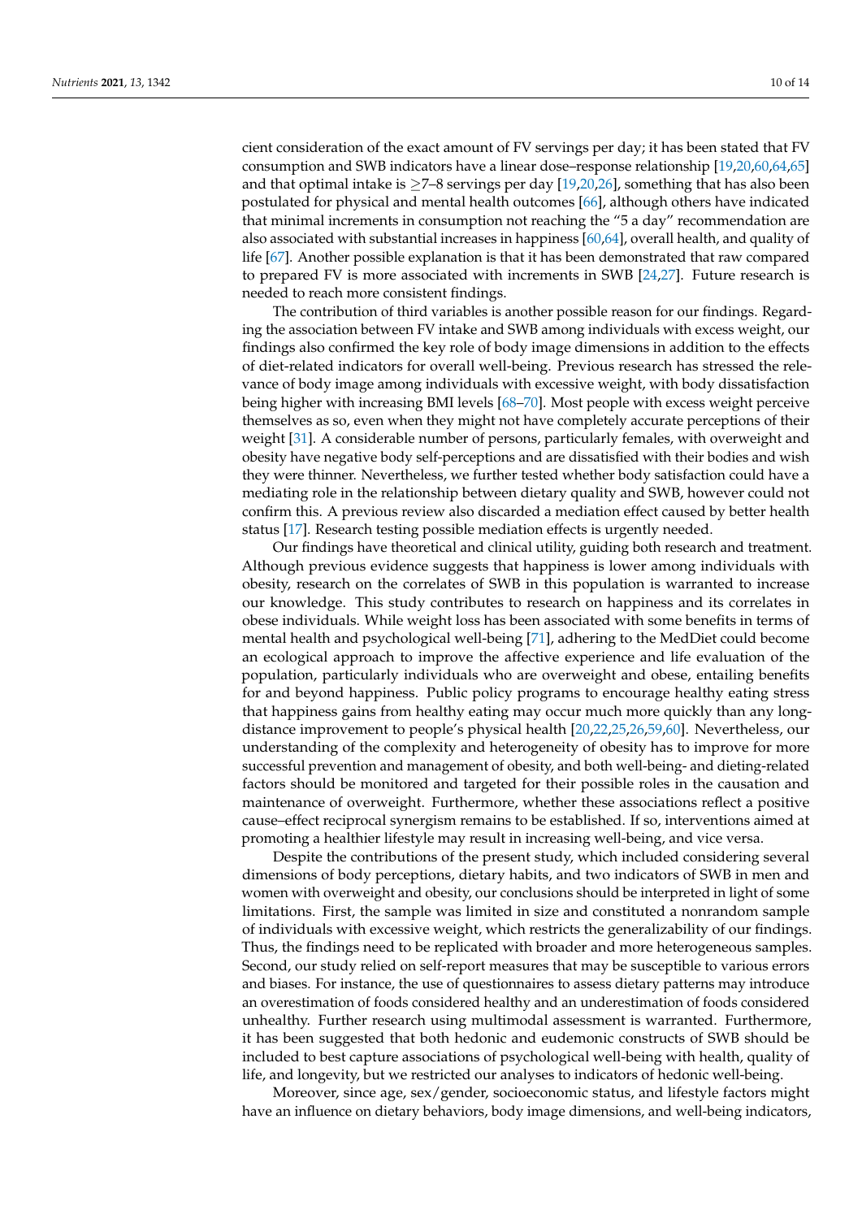cient consideration of the exact amount of FV servings per day; it has been stated that FV consumption and SWB indicators have a linear dose–response relationship [19,20,60,64,65] and that optimal intake is ≥7–8 servings per day [19,20,26], something that has also been postulated for physical and mental health outcomes [66], although others have indicated that minimal increments in consumption not reaching the "5 a day" recommendation are also associated with substantial increases in happiness [60,64], overall health, and quality of life [67]. Another possible explanation is that it has been demonstrated that raw compared to prepared FV is more associated with increments in SWB [24,27]. Future research is needed to reach more consistent findings.

The contribution of third variables is another possible reason for our findings. Regarding the association between FV intake and SWB among individuals with excess weight, our findings also confirmed the key role of body image dimensions in addition to the effects of diet-related indicators for overall well-being. Previous research has stressed the relevance of body image among individuals with excessive weight, with body dissatisfaction being higher with increasing BMI levels [68–70]. Most people with excess weight perceive themselves as so, even when they might not have completely accurate perceptions of their weight [31]. A considerable number of persons, particularly females, with overweight and obesity have negative body self-perceptions and are dissatisfied with their bodies and wish they were thinner. Nevertheless, we further tested whether body satisfaction could have a mediating role in the relationship between dietary quality and SWB, however could not confirm this. A previous review also discarded a mediation effect caused by better health status [17]. Research testing possible mediation effects is urgently needed.

Our findings have theoretical and clinical utility, guiding both research and treatment. Although previous evidence suggests that happiness is lower among individuals with obesity, research on the correlates of SWB in this population is warranted to increase our knowledge. This study contributes to research on happiness and its correlates in obese individuals. While weight loss has been associated with some benefits in terms of mental health and psychological well-being [71], adhering to the MedDiet could become an ecological approach to improve the affective experience and life evaluation of the population, particularly individuals who are overweight and obese, entailing benefits for and beyond happiness. Public policy programs to encourage healthy eating stress that happiness gains from healthy eating may occur much more quickly than any long-distance improvement to people's physical health [20,22,25,26,59,60]. Nevertheless, our understanding of the complexity and heterogeneity of obesity has to improve for more successful prevention and management of obesity, and both well-being- and dieting-related factors should be monitored and targeted for their possible roles in the causation and maintenance of overweight. Furthermore, whether these associations reflect a positive cause–effect reciprocal synergism remains to be established. If so, interventions aimed at promoting a healthier lifestyle may result in increasing well-being, and vice versa.

Despite the contributions of the present study, which included considering several dimensions of body perceptions, dietary habits, and two indicators of SWB in men and women with overweight and obesity, our conclusions should be interpreted in light of some limitations. First, the sample was limited in size and constituted a nonrandom sample of individuals with excessive weight, which restricts the generalizability of our findings. Thus, the findings need to be replicated with broader and more heterogeneous samples. Second, our study relied on self-report measures that may be susceptible to various errors and biases. For instance, the use of questionnaires to assess dietary patterns may introduce an overestimation of foods considered healthy and an underestimation of foods considered unhealthy. Further research using multimodal assessment is warranted. Furthermore, it has been suggested that both hedonic and eudemonic constructs of SWB should be included to best capture associations of psychological well-being with health, quality of life, and longevity, but we restricted our analyses to indicators of hedonic well-being.

Moreover, since age, sex/gender, socioeconomic status, and lifestyle factors might have an influence on dietary behaviors, body image dimensions, and well-being indicators,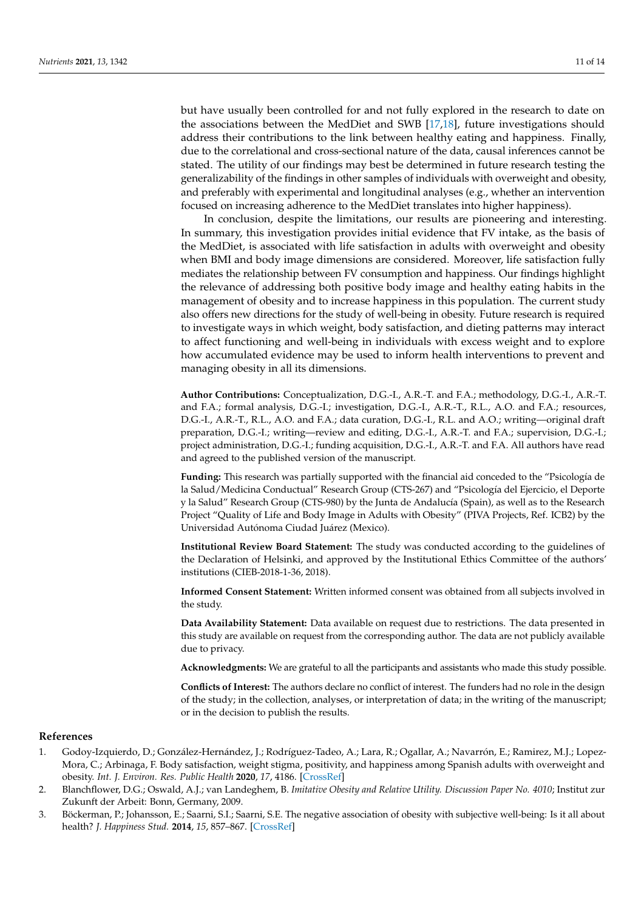but have usually been controlled for and not fully explored in the research to date on the associations between the MedDiet and SWB [17,18], future investigations should address their contributions to the link between healthy eating and happiness. Finally, due to the correlational and cross-sectional nature of the data, causal inferences cannot be stated. The utility of our findings may best be determined in future research testing the generalizability of the findings in other samples of individuals with overweight and obesity, and preferably with experimental and longitudinal analyses (e.g., whether an intervention focused on increasing adherence to the MedDiet translates into higher happiness).

In conclusion, despite the limitations, our results are pioneering and interesting. In summary, this investigation provides initial evidence that FV intake, as the basis of the MedDiet, is associated with life satisfaction in adults with overweight and obesity when BMI and body image dimensions are considered. Moreover, life satisfaction fully mediates the relationship between FV consumption and happiness. Our findings highlight the relevance of addressing both positive body image and healthy eating habits in the management of obesity and to increase happiness in this population. The current study also offers new directions for the study of well-being in obesity. Future research is required to investigate ways in which weight, body satisfaction, and dieting patterns may interact to affect functioning and well-being in individuals with excess weight and to explore how accumulated evidence may be used to inform health interventions to prevent and managing obesity in all its dimensions.

**Author Contributions:** Conceptualization, D.G.-I., A.R.-T. and F.A.; methodology, D.G.-I., A.R.-T. and F.A.; formal analysis, D.G.-I.; investigation, D.G.-I., A.R.-T., R.L., A.O. and F.A.; resources, D.G.-I., A.R.-T., R.L., A.O. and F.A.; data curation, D.G.-I., R.L. and A.O.; writing—original draft preparation, D.G.-I.; writing—review and editing, D.G.-I., A.R.-T. and F.A.; supervision, D.G.-I.; project administration, D.G.-I.; funding acquisition, D.G.-I., A.R.-T. and F.A. All authors have read and agreed to the published version of the manuscript.

**Funding:** This research was partially supported with the financial aid conceded to the "Psicología de la Salud/Medicina Conductual" Research Group (CTS-267) and "Psicología del Ejercicio, el Deporte y la Salud" Research Group (CTS-980) by the Junta de Andalucía (Spain), as well as to the Research Project "Quality of Life and Body Image in Adults with Obesity" (PIVA Projects, Ref. ICB2) by the Universidad Autónoma Ciudad Juárez (Mexico).

**Institutional Review Board Statement:** The study was conducted according to the guidelines of the Declaration of Helsinki, and approved by the Institutional Ethics Committee of the authors' institutions (CIEB-2018-1-36, 2018).

**Informed Consent Statement:** Written informed consent was obtained from all subjects involved in the study.

**Data Availability Statement:** Data available on request due to restrictions. The data presented in this study are available on request from the corresponding author. The data are not publicly available due to privacy.

**Acknowledgments:** We are grateful to all the participants and assistants who made this study possible.

**Conflicts of Interest:** The authors declare no conflict of interest. The funders had no role in the design of the study; in the collection, analyses, or interpretation of data; in the writing of the manuscript; or in the decision to publish the results.

## References

1. Godoy-Izquierdo, D.; González-Hernández, J.; Rodríguez-Tadeo, A.; Lara, R.; Ogallar, A.; Navarrón, E.; Ramirez, M.J.; Lopez-Mora, C.; Arbinaga, F. Body satisfaction, weight stigma, positivity, and happiness among Spanish adults with overweight and obesity. *Int. J. Environ. Res. Public Health* **2020**, *17*, 4186. [CrossRef]
2. Blanchflower, D.G.; Oswald, A.J.; van Landeghem, B. *Imitative Obesity and Relative Utility. Discussion Paper No. 4010*; Institut zur Zukunft der Arbeit: Bonn, Germany, 2009.
3. Böckerman, P.; Johansson, E.; Saarni, S.I.; Saarni, S.E. The negative association of obesity with subjective well-being: Is it all about health? *J. Happiness Stud.* **2014**, *15*, 857–867. [CrossRef]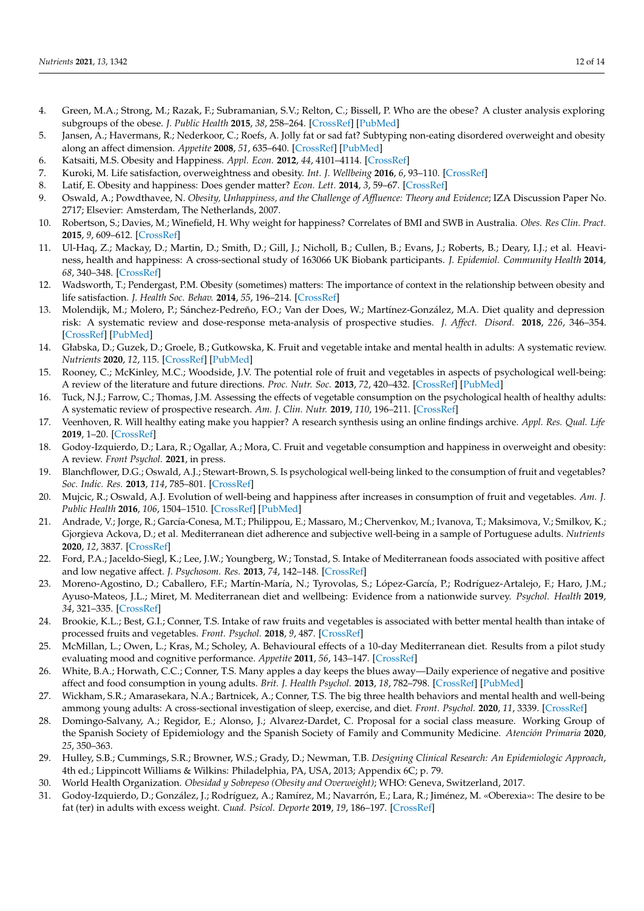4. Green, M.A.; Strong, M.; Razak, F.; Subramanian, S.V.; Relton, C.; Bissell, P. Who are the obese? A cluster analysis exploring subgroups of the obese. *J. Public Health* **2015**, *38*, 258–264. [CrossRef] [PubMed]
5. Jansen, A.; Havermans, R.; Nederkoor, C.; Roefs, A. Jolly fat or sad fat? Subtyping non-eating disordered overweight and obesity along an affect dimension. *Appetite* **2008**, *51*, 635–640. [CrossRef] [PubMed]
6. Katsaiti, M.S. Obesity and Happiness. *Appl. Econ.* **2012**, *44*, 4101–4114. [CrossRef]
7. Kuroki, M. Life satisfaction, overweightness and obesity. *Int. J. Wellbeing* **2016**, *6*, 93–110. [CrossRef]
8. Latif, E. Obesity and happiness: Does gender matter? *Econ. Lett.* **2014**, *3*, 59–67. [CrossRef]
9. Oswald, A.; Powdthavee, N. *Obesity, Unhappiness, and the Challenge of Affluence: Theory and Evidence*; IZA Discussion Paper No. 2717; Elsevier: Amsterdam, The Netherlands, 2007.
10. Robertson, S.; Davies, M.; Winefield, H. Why weight for happiness? Correlates of BMI and SWB in Australia. *Obes. Res Clin. Pract.* **2015**, *9*, 609–612. [CrossRef]
11. Ul-Haq, Z.; Mackay, D.; Martin, D.; Smith, D.; Gill, J.; Nicholl, B.; Cullen, B.; Evans, J.; Roberts, B.; Deary, I.J.; et al. Heaviness, health and happiness: A cross-sectional study of 163066 UK Biobank participants. *J. Epidemiol. Community Health* **2014**, *68*, 340–348. [CrossRef]
12. Wadsworth, T.; Pendergast, P.M. Obesity (sometimes) matters: The importance of context in the relationship between obesity and life satisfaction. *J. Health Soc. Behav.* **2014**, *55*, 196–214. [CrossRef]
13. Molendijk, M.; Molero, P.; Sánchez-Pedreño, F.O.; Van der Does, W.; Martínez-González, M.A. Diet quality and depression risk: A systematic review and dose-response meta-analysis of prospective studies. *J. Affect. Disord.* **2018**, *226*, 346–354. [CrossRef] [PubMed]
14. Głabska, D.; Guzek, D.; Groele, B.; Gutkowska, K. Fruit and vegetable intake and mental health in adults: A systematic review. *Nutrients* **2020**, *12*, 115. [CrossRef] [PubMed]
15. Rooney, C.; McKinley, M.C.; Woodside, J.V. The potential role of fruit and vegetables in aspects of psychological well-being: A review of the literature and future directions. *Proc. Nutr. Soc.* **2013**, *72*, 420–432. [CrossRef] [PubMed]
16. Tuck, N.J.; Farrow, C.; Thomas, J.M. Assessing the effects of vegetable consumption on the psychological health of healthy adults: A systematic review of prospective research. *Am. J. Clin. Nutr.* **2019**, *110*, 196–211. [CrossRef]
17. Veenhoven, R. Will healthy eating make you happier? A research synthesis using an online findings archive. *Appl. Res. Qual. Life* **2019**, 1–20. [CrossRef]
18. Godoy-Izquierdo, D.; Lara, R.; Ogallar, A.; Mora, C. Fruit and vegetable consumption and happiness in overweight and obesity: A review. *Front Psychol.* **2021**, in press.
19. Blanchflower, D.G.; Oswald, A.J.; Stewart-Brown, S. Is psychological well-being linked to the consumption of fruit and vegetables? *Soc. Indic. Res.* **2013**, *114*, 785–801. [CrossRef]
20. Mujcic, R.; Oswald, A.J. Evolution of well-being and happiness after increases in consumption of fruit and vegetables. *Am. J. Public Health* **2016**, *106*, 1504–1510. [CrossRef] [PubMed]
21. Andrade, V.; Jorge, R.; García-Conesa, M.T.; Philippou, E.; Massaro, M.; Chervenkov, M.; Ivanova, T.; Maksimova, V.; Smilkov, K.; Gjorgieva Ackova, D.; et al. Mediterranean diet adherence and subjective well-being in a sample of Portuguese adults. *Nutrients* **2020**, *12*, 3837. [CrossRef]
22. Ford, P.A.; Jaceldo-Siegl, K.; Lee, J.W.; Youngberg, W.; Tonstad, S. Intake of Mediterranean foods associated with positive affect and low negative affect. *J. Psychosom. Res.* **2013**, *74*, 142–148. [CrossRef]
23. Moreno-Agostino, D.; Caballero, F.F.; Martín-María, N.; Tyrovolas, S.; López-García, P.; Rodríguez-Artalejo, F.; Haro, J.M.; Ayuso-Mateos, J.L.; Miret, M. Mediterranean diet and wellbeing: Evidence from a nationwide survey. *Psychol. Health* **2019**, *34*, 321–335. [CrossRef]
24. Brookie, K.L.; Best, G.I.; Conner, T.S. Intake of raw fruits and vegetables is associated with better mental health than intake of processed fruits and vegetables. *Front. Psychol.* **2018**, *9*, 487. [CrossRef]
25. McMillan, L.; Owen, L.; Kras, M.; Scholey, A. Behavioural effects of a 10-day Mediterranean diet. Results from a pilot study evaluating mood and cognitive performance. *Appetite* **2011**, *56*, 143–147. [CrossRef]
26. White, B.A.; Horwath, C.C.; Conner, T.S. Many apples a day keeps the blues away—Daily experience of negative and positive affect and food consumption in young adults. *Brit. J. Health Psychol.* **2013**, *18*, 782–798. [CrossRef] [PubMed]
27. Wickham, S.R.; Amarasekara, N.A.; Bartnicek, A.; Conner, T.S. The big three health behaviors and mental health and well-being ammong young adults: A cross-sectional investigation of sleep, exercise, and diet. *Front. Psychol.* **2020**, *11*, 3339. [CrossRef]
28. Domingo-Salvany, A.; Regidor, E.; Alonso, J.; Alvarez-Dardet, C. Proposal for a social class measure. Working Group of the Spanish Society of Epidemiology and the Spanish Society of Family and Community Medicine. *Atención Primaria* **2020**, *25*, 350–363.
29. Hulley, S.B.; Cummings, S.R.; Browner, W.S.; Grady, D.; Newman, T.B. *Designing Clinical Research: An Epidemiologic Approach*, 4th ed.; Lippincott Williams & Wilkins: Philadelphia, PA, USA, 2013; Appendix 6C; p. 79.
30. World Health Organization. *Obesidad y Sobrepeso (Obesity and Overweight)*; WHO: Geneva, Switzerland, 2017.
31. Godoy-Izquierdo, D.; González, J.; Rodríguez, A.; Ramírez, M.; Navarrón, E.; Lara, R.; Jiménez, M. «Oberexia»: The desire to be fat (ter) in adults with excess weight. *Cuad. Psicol. Deporte* **2019**, *19*, 186–197. [CrossRef]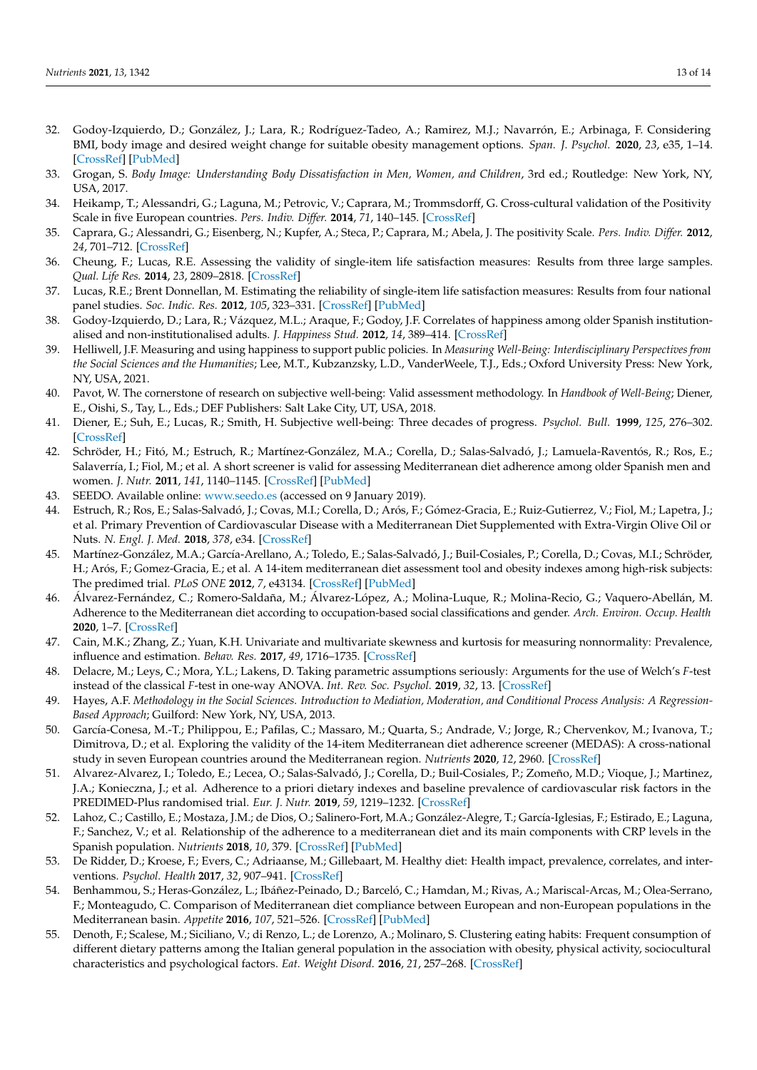32. Godoy-Izquierdo, D.; González, J.; Lara, R.; Rodríguez-Tadeo, A.; Ramirez, M.J.; Navarrón, E.; Arbinaga, F. Considering BMI, body image and desired weight change for suitable obesity management options. *Span. J. Psychol.* **2020**, *23*, e35, 1–14. [CrossRef] [PubMed]
33. Grogan, S. *Body Image: Understanding Body Dissatisfaction in Men, Women, and Children*, 3rd ed.; Routledge: New York, NY, USA, 2017.
34. Heikamp, T.; Alessandri, G.; Laguna, M.; Petrovic, V.; Caprara, M.; Trommsdorff, G. Cross-cultural validation of the Positivity Scale in five European countries. *Pers. Indiv. Differ.* **2014**, *71*, 140–145. [CrossRef]
35. Caprara, G.; Alessandri, G.; Eisenberg, N.; Kupfer, A.; Steca, P.; Caprara, M.; Abela, J. The positivity Scale. *Pers. Indiv. Differ.* **2012**, *24*, 701–712. [CrossRef]
36. Cheung, F.; Lucas, R.E. Assessing the validity of single-item life satisfaction measures: Results from three large samples. *Qual. Life Res.* **2014**, *23*, 2809–2818. [CrossRef]
37. Lucas, R.E.; Brent Donnellan, M. Estimating the reliability of single-item life satisfaction measures: Results from four national panel studies. *Soc. Indic. Res.* **2012**, *105*, 323–331. [CrossRef] [PubMed]
38. Godoy-Izquierdo, D.; Lara, R.; Vázquez, M.L.; Araque, F.; Godoy, J.F. Correlates of happiness among older Spanish institutionalised and non-institutionalised adults. *J. Happiness Stud.* **2012**, *14*, 389–414. [CrossRef]
39. Helliwell, J.F. Measuring and using happiness to support public policies. In *Measuring Well-Being: Interdisciplinary Perspectives from the Social Sciences and the Humanities*; Lee, M.T., Kubzanzsky, L.D., VanderWeele, T.J., Eds.; Oxford University Press: New York, NY, USA, 2021.
40. Pavot, W. The cornerstone of research on subjective well-being: Valid assessment methodology. In *Handbook of Well-Being*; Diener, E., Oishi, S., Tay, L., Eds.; DEF Publishers: Salt Lake City, UT, USA, 2018.
41. Diener, E.; Suh, E.; Lucas, R.; Smith, H. Subjective well-being: Three decades of progress. *Psychol. Bull.* **1999**, *125*, 276–302. [CrossRef]
42. Schröder, H.; Fitó, M.; Estruch, R.; Martínez-González, M.A.; Corella, D.; Salas-Salvadó, J.; Lamuela-Raventós, R.; Ros, E.; Salaverría, I.; Fiol, M.; et al. A short screener is valid for assessing Mediterranean diet adherence among older Spanish men and women. *J. Nutr.* **2011**, *141*, 1140–1145. [CrossRef] [PubMed]
43. SEEDO. Available online: www.seedo.es (accessed on 9 January 2019).
44. Estruch, R.; Ros, E.; Salas-Salvadó, J.; Covas, M.I.; Corella, D.; Arós, F.; Gómez-Gracia, E.; Ruiz-Gutierrez, V.; Fiol, M.; Lapetra, J.; et al. Primary Prevention of Cardiovascular Disease with a Mediterranean Diet Supplemented with Extra-Virgin Olive Oil or Nuts. *N. Engl. J. Med.* **2018**, *378*, e34. [CrossRef]
45. Martínez-González, M.A.; García-Arellano, A.; Toledo, E.; Salas-Salvadó, J.; Buil-Cosiales, P.; Corella, D.; Covas, M.I.; Schröder, H.; Arós, F.; Gomez-Gracia, E.; et al. A 14-item mediterranean diet assessment tool and obesity indexes among high-risk subjects: The predimed trial. *PLoS ONE* **2012**, *7*, e43134. [CrossRef] [PubMed]
46. Álvarez-Fernández, C.; Romero-Saldaña, M.; Álvarez-López, A.; Molina-Luque, R.; Molina-Recio, G.; Vaquero-Abellán, M. Adherence to the Mediterranean diet according to occupation-based social classifications and gender. *Arch. Environ. Occup. Health* **2020**, 1–7. [CrossRef]
47. Cain, M.K.; Zhang, Z.; Yuan, K.H. Univariate and multivariate skewness and kurtosis for measuring nonnormality: Prevalence, influence and estimation. *Behav. Res.* **2017**, *49*, 1716–1735. [CrossRef]
48. Delacre, M.; Leys, C.; Mora, Y.L.; Lakens, D. Taking parametric assumptions seriously: Arguments for the use of Welch's *F*-test instead of the classical *F*-test in one-way ANOVA. *Int. Rev. Soc. Psychol.* **2019**, *32*, 13. [CrossRef]
49. Hayes, A.F. *Methodology in the Social Sciences. Introduction to Mediation, Moderation, and Conditional Process Analysis: A Regression-Based Approach*; Guilford: New York, NY, USA, 2013.
50. García-Conesa, M.-T.; Philippou, E.; Pafilas, C.; Massaro, M.; Quarta, S.; Andrade, V.; Jorge, R.; Chervenkov, M.; Ivanova, T.; Dimitrova, D.; et al. Exploring the validity of the 14-item Mediterranean diet adherence screener (MEDAS): A cross-national study in seven European countries around the Mediterranean region. *Nutrients* **2020**, *12*, 2960. [CrossRef]
51. Alvarez-Alvarez, I.; Toledo, E.; Lecea, O.; Salas-Salvadó, J.; Corella, D.; Buil-Cosiales, P.; Zomeño, M.D.; Vioque, J.; Martinez, J.A.; Konieczna, J.; et al. Adherence to a priori dietary indexes and baseline prevalence of cardiovascular risk factors in the PREDIMED-Plus randomised trial. *Eur. J. Nutr.* **2019**, *59*, 1219–1232. [CrossRef]
52. Lahoz, C.; Castillo, E.; Mostaza, J.M.; de Dios, O.; Salinero-Fort, M.A.; González-Alegre, T.; García-Iglesias, F.; Estirado, E.; Laguna, F.; Sanchez, V.; et al. Relationship of the adherence to a mediterranean diet and its main components with CRP levels in the Spanish population. *Nutrients* **2018**, *10*, 379. [CrossRef] [PubMed]
53. De Ridder, D.; Kroese, F.; Evers, C.; Adriaanse, M.; Gillebaart, M. Healthy diet: Health impact, prevalence, correlates, and interventions. *Psychol. Health* **2017**, *32*, 907–941. [CrossRef]
54. Benhammou, S.; Heras-González, L.; Ibáñez-Peinado, D.; Barceló, C.; Hamdan, M.; Rivas, A.; Mariscal-Arcas, M.; Olea-Serrano, F.; Monteagudo, C. Comparison of Mediterranean diet compliance between European and non-European populations in the Mediterranean basin. *Appetite* **2016**, *107*, 521–526. [CrossRef] [PubMed]
55. Denoth, F.; Scalese, M.; Siciliano, V.; di Renzo, L.; de Lorenzo, A.; Molinaro, S. Clustering eating habits: Frequent consumption of different dietary patterns among the Italian general population in the association with obesity, physical activity, sociocultural characteristics and psychological factors. *Eat. Weight Disord.* **2016**, *21*, 257–268. [CrossRef]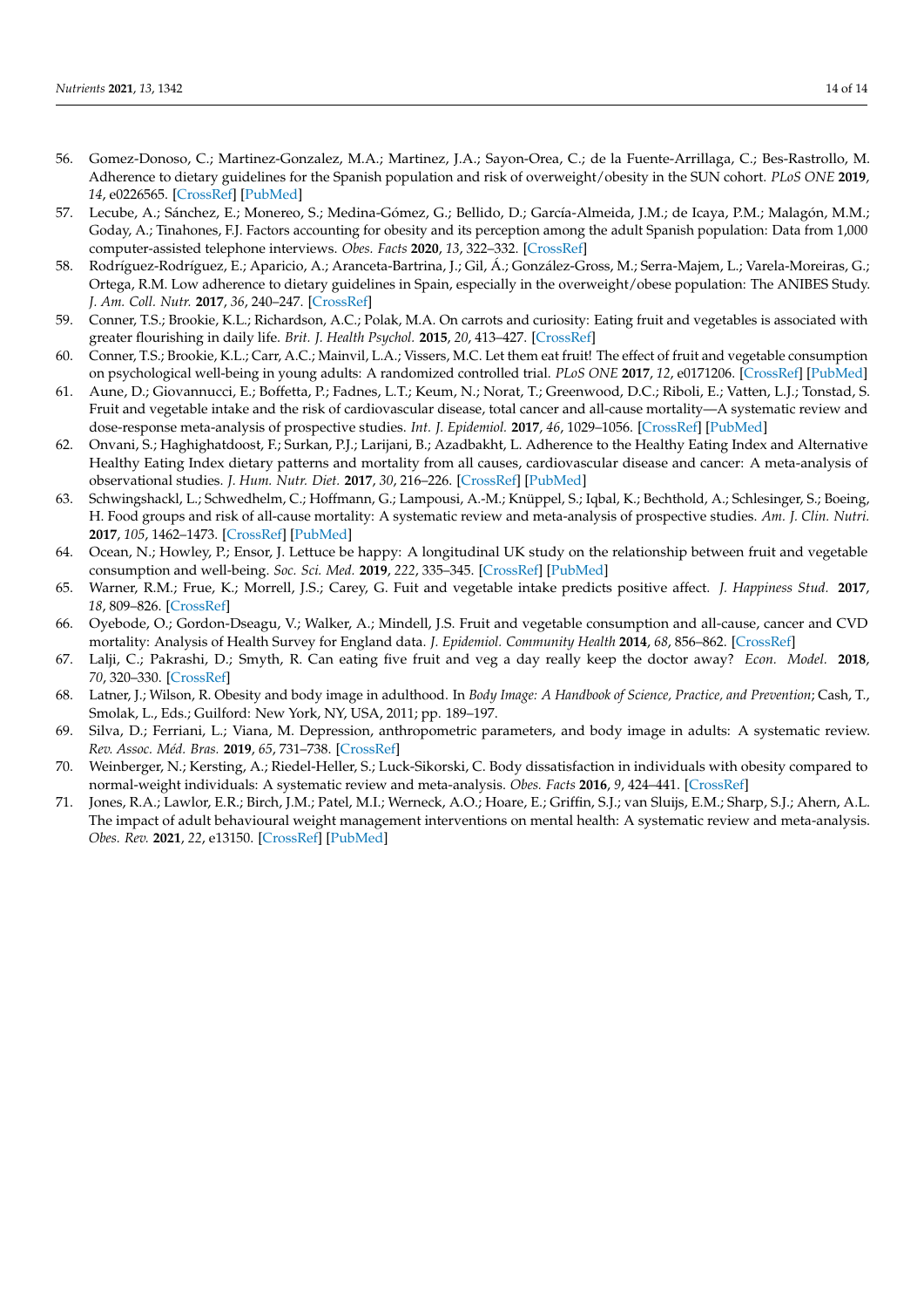56. Gomez-Donoso, C.; Martinez-Gonzalez, M.A.; Martinez, J.A.; Sayon-Orea, C.; de la Fuente-Arrillaga, C.; Bes-Rastrollo, M. Adherence to dietary guidelines for the Spanish population and risk of overweight/obesity in the SUN cohort. *PLoS ONE* **2019**, *14*, e0226565. [CrossRef] [PubMed]
57. Lecube, A.; Sánchez, E.; Monereo, S.; Medina-Gómez, G.; Bellido, D.; García-Almeida, J.M.; de Icaya, P.M.; Malagón, M.M.; Goday, A.; Tinahones, F.J. Factors accounting for obesity and its perception among the adult Spanish population: Data from 1,000 computer-assisted telephone interviews. *Obes. Facts* **2020**, *13*, 322–332. [CrossRef]
58. Rodríguez-Rodríguez, E.; Aparicio, A.; Aranceta-Bartrina, J.; Gil, Á.; González-Gross, M.; Serra-Majem, L.; Varela-Moreiras, G.; Ortega, R.M. Low adherence to dietary guidelines in Spain, especially in the overweight/obese population: The ANIBES Study. *J. Am. Coll. Nutr.* **2017**, *36*, 240–247. [CrossRef]
59. Conner, T.S.; Brookie, K.L.; Richardson, A.C.; Polak, M.A. On carrots and curiosity: Eating fruit and vegetables is associated with greater flourishing in daily life. *Brit. J. Health Psychol.* **2015**, *20*, 413–427. [CrossRef]
60. Conner, T.S.; Brookie, K.L.; Carr, A.C.; Mainvil, L.A.; Vissers, M.C. Let them eat fruit! The effect of fruit and vegetable consumption on psychological well-being in young adults: A randomized controlled trial. *PLoS ONE* **2017**, *12*, e0171206. [CrossRef] [PubMed]
61. Aune, D.; Giovannucci, E.; Boffetta, P.; Fadnes, L.T.; Keum, N.; Norat, T.; Greenwood, D.C.; Riboli, E.; Vatten, L.J.; Tonstad, S. Fruit and vegetable intake and the risk of cardiovascular disease, total cancer and all-cause mortality—A systematic review and dose-response meta-analysis of prospective studies. *Int. J. Epidemiol.* **2017**, *46*, 1029–1056. [CrossRef] [PubMed]
62. Onvani, S.; Haghighatdoost, F.; Surkan, P.J.; Larijani, B.; Azadbakht, L. Adherence to the Healthy Eating Index and Alternative Healthy Eating Index dietary patterns and mortality from all causes, cardiovascular disease and cancer: A meta-analysis of observational studies. *J. Hum. Nutr. Diet.* **2017**, *30*, 216–226. [CrossRef] [PubMed]
63. Schwingshackl, L.; Schwedhelm, C.; Hoffmann, G.; Lampousi, A.-M.; Knüppel, S.; Iqbal, K.; Bechthold, A.; Schlesinger, S.; Boeing, H. Food groups and risk of all-cause mortality: A systematic review and meta-analysis of prospective studies. *Am. J. Clin. Nutri.* **2017**, *105*, 1462–1473. [CrossRef] [PubMed]
64. Ocean, N.; Howley, P.; Ensor, J. Lettuce be happy: A longitudinal UK study on the relationship between fruit and vegetable consumption and well-being. *Soc. Sci. Med.* **2019**, *222*, 335–345. [CrossRef] [PubMed]
65. Warner, R.M.; Frue, K.; Morrell, J.S.; Carey, G. Fuit and vegetable intake predicts positive affect. *J. Happiness Stud.* **2017**, *18*, 809–826. [CrossRef]
66. Oyebode, O.; Gordon-Dseagu, V.; Walker, A.; Mindell, J.S. Fruit and vegetable consumption and all-cause, cancer and CVD mortality: Analysis of Health Survey for England data. *J. Epidemiol. Community Health* **2014**, *68*, 856–862. [CrossRef]
67. Lalji, C.; Pakrashi, D.; Smyth, R. Can eating five fruit and veg a day really keep the doctor away? *Econ. Model.* **2018**, *70*, 320–330. [CrossRef]
68. Latner, J.; Wilson, R. Obesity and body image in adulthood. In *Body Image: A Handbook of Science, Practice, and Prevention*; Cash, T., Smolak, L., Eds.; Guilford: New York, NY, USA, 2011; pp. 189–197.
69. Silva, D.; Ferriani, L.; Viana, M. Depression, anthropometric parameters, and body image in adults: A systematic review. *Rev. Assoc. Méd. Bras.* **2019**, *65*, 731–738. [CrossRef]
70. Weinberger, N.; Kersting, A.; Riedel-Heller, S.; Luck-Sikorski, C. Body dissatisfaction in individuals with obesity compared to normal-weight individuals: A systematic review and meta-analysis. *Obes. Facts* **2016**, *9*, 424–441. [CrossRef]
71. Jones, R.A.; Lawlor, E.R.; Birch, J.M.; Patel, M.I.; Werneck, A.O.; Hoare, E.; Griffin, S.J.; van Sluijs, E.M.; Sharp, S.J.; Ahern, A.L. The impact of adult behavioural weight management interventions on mental health: A systematic review and meta-analysis. *Obes. Rev.* **2021**, *22*, e13150. [CrossRef] [PubMed]